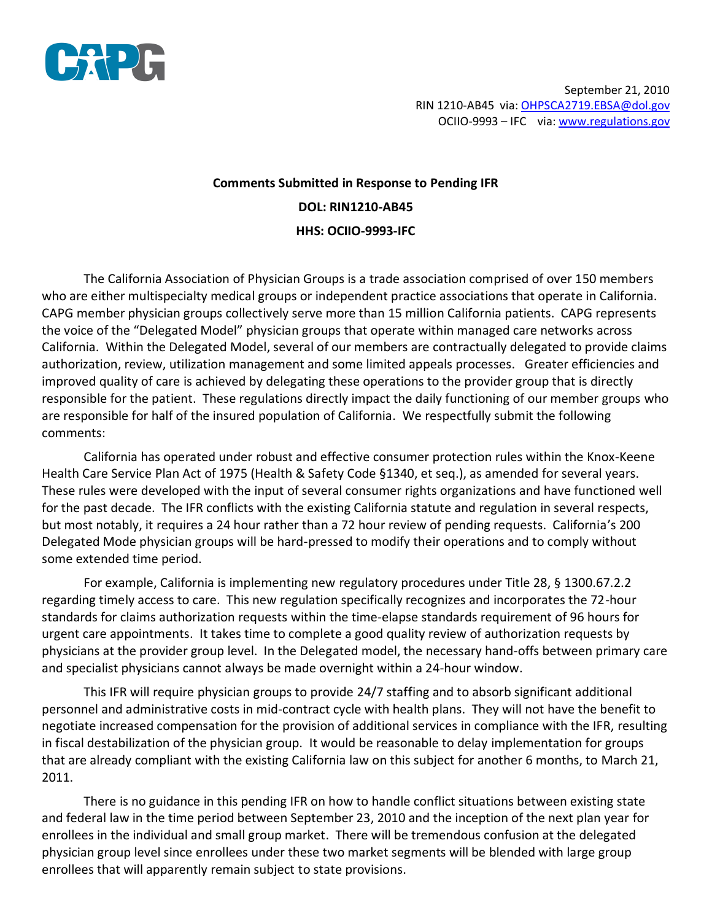CAPG

September 21, 2010
RIN 1210-AB45 via: OHPSCA2719.EBSA@dol.gov
OCIIO-9993 – IFC via: www.regulations.gov

**Comments Submitted in Response to Pending IFR**

**DOL: RIN1210-AB45**

**HHS: OCIIO-9993-IFC**

The California Association of Physician Groups is a trade association comprised of over 150 members who are either multispecialty medical groups or independent practice associations that operate in California. CAPG member physician groups collectively serve more than 15 million California patients. CAPG represents the voice of the "Delegated Model" physician groups that operate within managed care networks across California. Within the Delegated Model, several of our members are contractually delegated to provide claims authorization, review, utilization management and some limited appeals processes. Greater efficiencies and improved quality of care is achieved by delegating these operations to the provider group that is directly responsible for the patient. These regulations directly impact the daily functioning of our member groups who are responsible for half of the insured population of California. We respectfully submit the following comments:

California has operated under robust and effective consumer protection rules within the Knox-Keene Health Care Service Plan Act of 1975 (Health & Safety Code §1340, et seq.), as amended for several years. These rules were developed with the input of several consumer rights organizations and have functioned well for the past decade. The IFR conflicts with the existing California statute and regulation in several respects, but most notably, it requires a 24 hour rather than a 72 hour review of pending requests. California's 200 Delegated Mode physician groups will be hard-pressed to modify their operations and to comply without some extended time period.

For example, California is implementing new regulatory procedures under Title 28, § 1300.67.2.2 regarding timely access to care. This new regulation specifically recognizes and incorporates the 72-hour standards for claims authorization requests within the time-elapse standards requirement of 96 hours for urgent care appointments. It takes time to complete a good quality review of authorization requests by physicians at the provider group level. In the Delegated model, the necessary hand-offs between primary care and specialist physicians cannot always be made overnight within a 24-hour window.

This IFR will require physician groups to provide 24/7 staffing and to absorb significant additional personnel and administrative costs in mid-contract cycle with health plans. They will not have the benefit to negotiate increased compensation for the provision of additional services in compliance with the IFR, resulting in fiscal destabilization of the physician group. It would be reasonable to delay implementation for groups that are already compliant with the existing California law on this subject for another 6 months, to March 21, 2011.

There is no guidance in this pending IFR on how to handle conflict situations between existing state and federal law in the time period between September 23, 2010 and the inception of the next plan year for enrollees in the individual and small group market. There will be tremendous confusion at the delegated physician group level since enrollees under these two market segments will be blended with large group enrollees that will apparently remain subject to state provisions.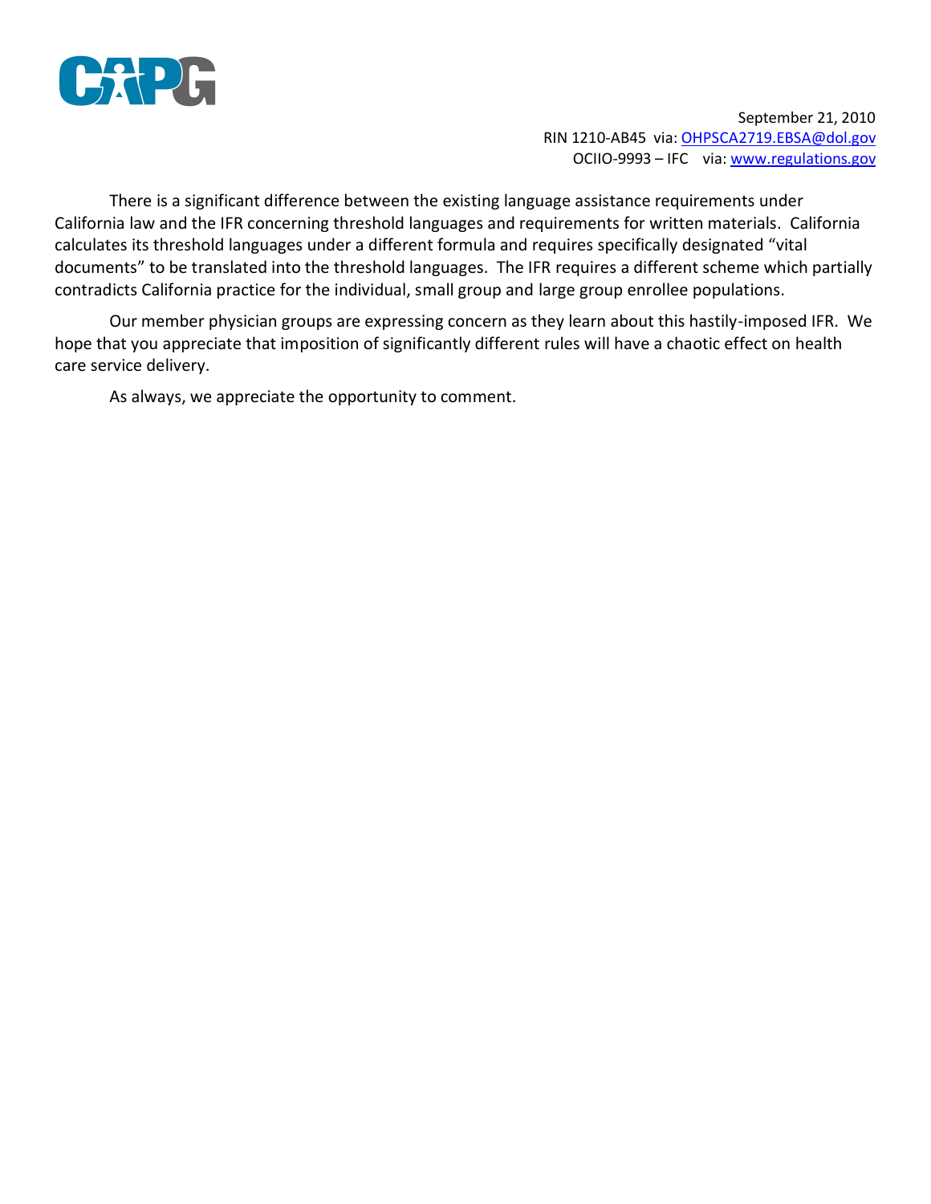September 21, 2010
RIN 1210-AB45 via: OHPSCA2719.EBSA@dol.gov
OCIIO-9993 – IFC via: www.regulations.gov

There is a significant difference between the existing language assistance requirements under California law and the IFR concerning threshold languages and requirements for written materials. California calculates its threshold languages under a different formula and requires specifically designated "vital documents" to be translated into the threshold languages. The IFR requires a different scheme which partially contradicts California practice for the individual, small group and large group enrollee populations.

Our member physician groups are expressing concern as they learn about this hastily-imposed IFR. We hope that you appreciate that imposition of significantly different rules will have a chaotic effect on health care service delivery.

As always, we appreciate the opportunity to comment.